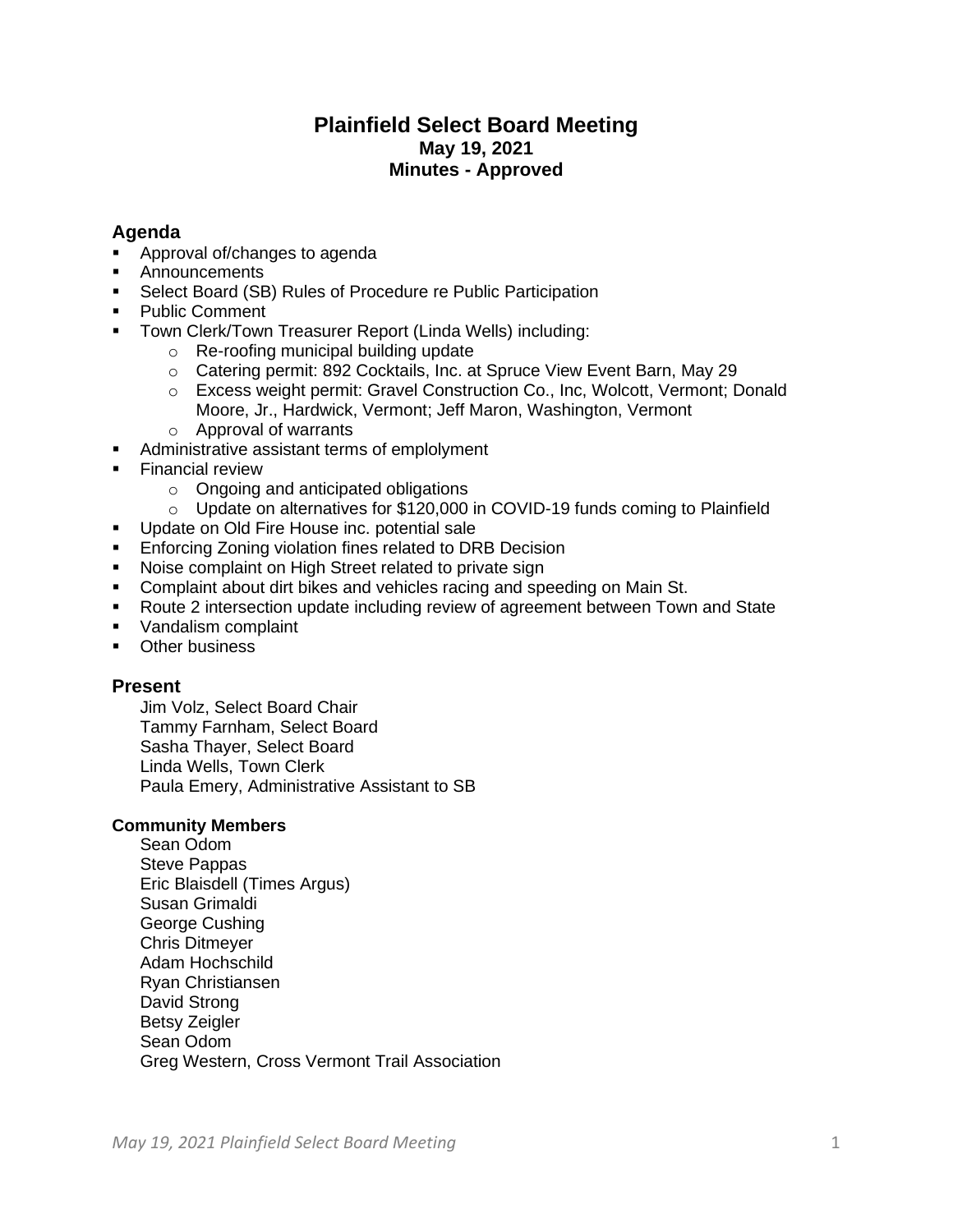# Plainfield Select Board Meeting

**May 19, 2021**

**Minutes - Approved**

## Agenda

- Approval of/changes to agenda
- Announcements
- Select Board (SB) Rules of Procedure re Public Participation
- Public Comment
- Town Clerk/Town Treasurer Report (Linda Wells) including:
  - Re-roofing municipal building update
  - Catering permit: 892 Cocktails, Inc. at Spruce View Event Barn, May 29
  - Excess weight permit: Gravel Construction Co., Inc, Wolcott, Vermont; Donald Moore, Jr., Hardwick, Vermont; Jeff Maron, Washington, Vermont
  - Approval of warrants
- Administrative assistant terms of emplolyment
- Financial review
  - Ongoing and anticipated obligations
  - Update on alternatives for $120,000 in COVID-19 funds coming to Plainfield
- Update on Old Fire House inc. potential sale
- Enforcing Zoning violation fines related to DRB Decision
- Noise complaint on High Street related to private sign
- Complaint about dirt bikes and vehicles racing and speeding on Main St.
- Route 2 intersection update including review of agreement between Town and State
- Vandalism complaint
- Other business

## Present

Jim Volz, Select Board Chair
Tammy Farnham, Select Board
Sasha Thayer, Select Board
Linda Wells, Town Clerk
Paula Emery, Administrative Assistant to SB

### Community Members

Sean Odom
Steve Pappas
Eric Blaisdell (Times Argus)
Susan Grimaldi
George Cushing
Chris Ditmeyer
Adam Hochschild
Ryan Christiansen
David Strong
Betsy Zeigler
Sean Odom
Greg Western, Cross Vermont Trail Association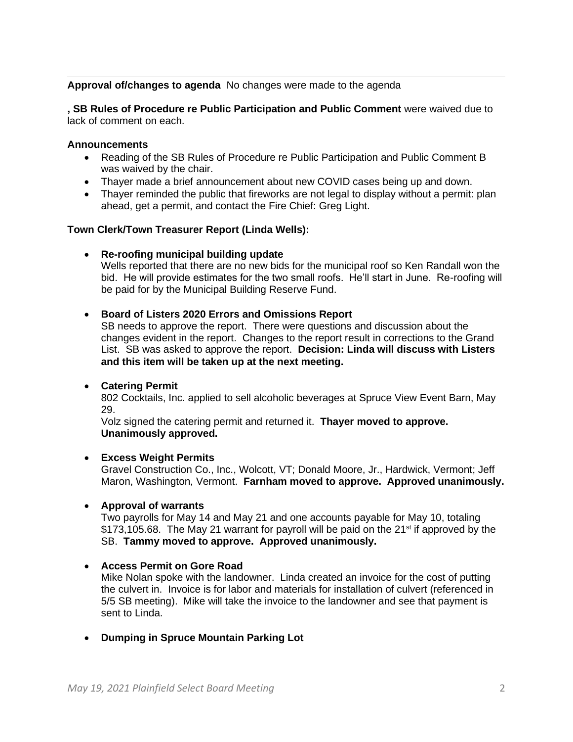**Approval of/changes to agenda** No changes were made to the agenda

**, SB Rules of Procedure re Public Participation and Public Comment** were waived due to lack of comment on each.

**Announcements**

- Reading of the SB Rules of Procedure re Public Participation and Public Comment B was waived by the chair.
- Thayer made a brief announcement about new COVID cases being up and down.
- Thayer reminded the public that fireworks are not legal to display without a permit: plan ahead, get a permit, and contact the Fire Chief: Greg Light.

**Town Clerk/Town Treasurer Report (Linda Wells):**

- **Re-roofing municipal building update**
  Wells reported that there are no new bids for the municipal roof so Ken Randall won the bid. He will provide estimates for the two small roofs. He'll start in June. Re-roofing will be paid for by the Municipal Building Reserve Fund.

- **Board of Listers 2020 Errors and Omissions Report**
  SB needs to approve the report. There were questions and discussion about the changes evident in the report. Changes to the report result in corrections to the Grand List. SB was asked to approve the report. **Decision: Linda will discuss with Listers and this item will be taken up at the next meeting.**

- **Catering Permit**
  802 Cocktails, Inc. applied to sell alcoholic beverages at Spruce View Event Barn, May 29.
  Volz signed the catering permit and returned it. **Thayer moved to approve. Unanimously approved.**

- **Excess Weight Permits**
  Gravel Construction Co., Inc., Wolcott, VT; Donald Moore, Jr., Hardwick, Vermont; Jeff Maron, Washington, Vermont. **Farnham moved to approve. Approved unanimously.**

- **Approval of warrants**
  Two payrolls for May 14 and May 21 and one accounts payable for May 10, totaling $173,105.68. The May 21 warrant for payroll will be paid on the 21st if approved by the SB. **Tammy moved to approve. Approved unanimously.**

- **Access Permit on Gore Road**
  Mike Nolan spoke with the landowner. Linda created an invoice for the cost of putting the culvert in. Invoice is for labor and materials for installation of culvert (referenced in 5/5 SB meeting). Mike will take the invoice to the landowner and see that payment is sent to Linda.

- **Dumping in Spruce Mountain Parking Lot**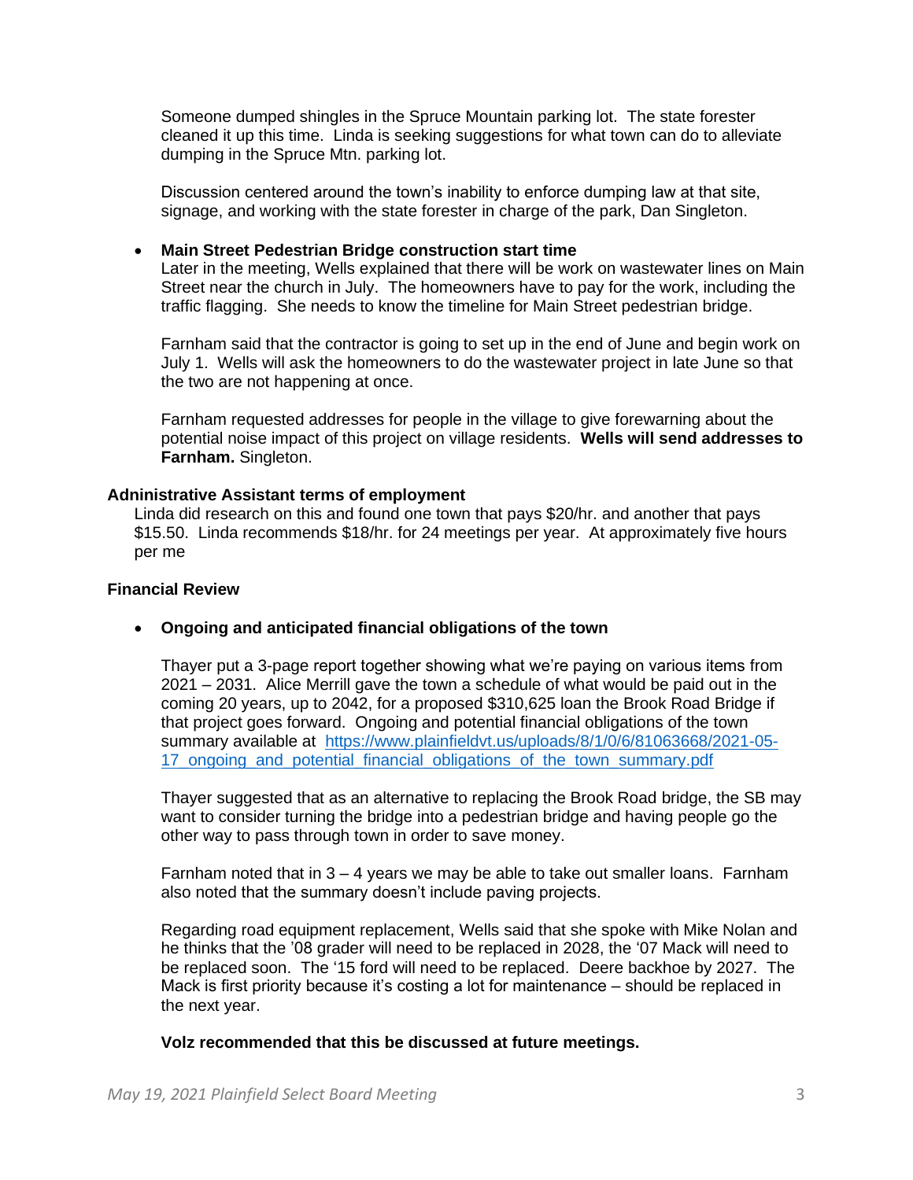Someone dumped shingles in the Spruce Mountain parking lot. The state forester cleaned it up this time. Linda is seeking suggestions for what town can do to alleviate dumping in the Spruce Mtn. parking lot.

Discussion centered around the town's inability to enforce dumping law at that site, signage, and working with the state forester in charge of the park, Dan Singleton.

- **Main Street Pedestrian Bridge construction start time**
  Later in the meeting, Wells explained that there will be work on wastewater lines on Main Street near the church in July. The homeowners have to pay for the work, including the traffic flagging. She needs to know the timeline for Main Street pedestrian bridge.

  Farnham said that the contractor is going to set up in the end of June and begin work on July 1. Wells will ask the homeowners to do the wastewater project in late June so that the two are not happening at once.

  Farnham requested addresses for people in the village to give forewarning about the potential noise impact of this project on village residents. **Wells will send addresses to Farnham.** Singleton.

**Adninistrative Assistant terms of employment**

Linda did research on this and found one town that pays $20/hr. and another that pays $15.50. Linda recommends $18/hr. for 24 meetings per year. At approximately five hours per me

**Financial Review**

- **Ongoing and anticipated financial obligations of the town**

  Thayer put a 3-page report together showing what we're paying on various items from 2021 – 2031. Alice Merrill gave the town a schedule of what would be paid out in the coming 20 years, up to 2042, for a proposed $310,625 loan the Brook Road Bridge if that project goes forward. Ongoing and potential financial obligations of the town summary available at [https://www.plainfieldvt.us/uploads/8/1/0/6/81063668/2021-05-17_ongoing_and_potential_financial_obligations_of_the_town_summary.pdf](https://www.plainfieldvt.us/uploads/8/1/0/6/81063668/2021-05-17_ongoing_and_potential_financial_obligations_of_the_town_summary.pdf)

  Thayer suggested that as an alternative to replacing the Brook Road bridge, the SB may want to consider turning the bridge into a pedestrian bridge and having people go the other way to pass through town in order to save money.

  Farnham noted that in 3 – 4 years we may be able to take out smaller loans. Farnham also noted that the summary doesn't include paving projects.

  Regarding road equipment replacement, Wells said that she spoke with Mike Nolan and he thinks that the '08 grader will need to be replaced in 2028, the '07 Mack will need to be replaced soon. The '15 ford will need to be replaced. Deere backhoe by 2027. The Mack is first priority because it's costing a lot for maintenance – should be replaced in the next year.

  **Volz recommended that this be discussed at future meetings.**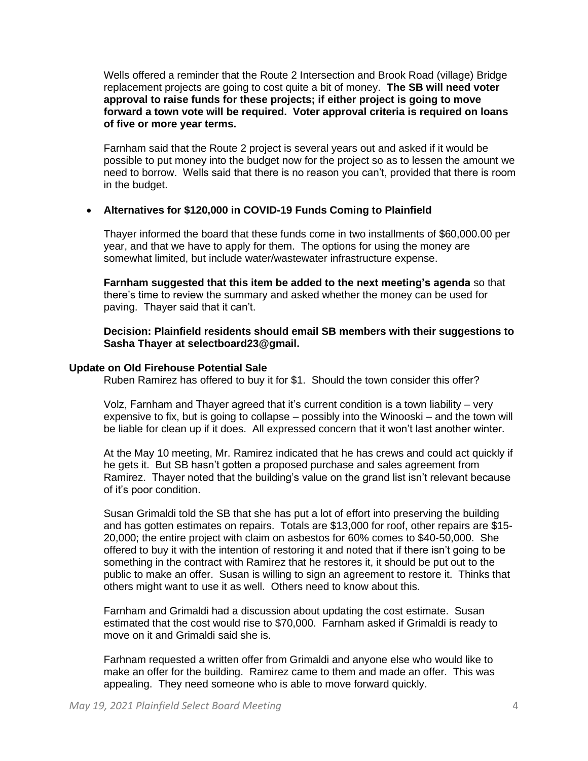Wells offered a reminder that the Route 2 Intersection and Brook Road (village) Bridge replacement projects are going to cost quite a bit of money. **The SB will need voter approval to raise funds for these projects; if either project is going to move forward a town vote will be required. Voter approval criteria is required on loans of five or more year terms.**

Farnham said that the Route 2 project is several years out and asked if it would be possible to put money into the budget now for the project so as to lessen the amount we need to borrow. Wells said that there is no reason you can't, provided that there is room in the budget.

- **Alternatives for $120,000 in COVID-19 Funds Coming to Plainfield**

  Thayer informed the board that these funds come in two installments of $60,000.00 per year, and that we have to apply for them. The options for using the money are somewhat limited, but include water/wastewater infrastructure expense.

  **Farnham suggested that this item be added to the next meeting's agenda** so that there's time to review the summary and asked whether the money can be used for paving. Thayer said that it can't.

  **Decision: Plainfield residents should email SB members with their suggestions to Sasha Thayer at selectboard23@gmail.**

**Update on Old Firehouse Potential Sale**

Ruben Ramirez has offered to buy it for $1. Should the town consider this offer?

Volz, Farnham and Thayer agreed that it's current condition is a town liability – very expensive to fix, but is going to collapse – possibly into the Winooski – and the town will be liable for clean up if it does. All expressed concern that it won't last another winter.

At the May 10 meeting, Mr. Ramirez indicated that he has crews and could act quickly if he gets it. But SB hasn't gotten a proposed purchase and sales agreement from Ramirez. Thayer noted that the building's value on the grand list isn't relevant because of it's poor condition.

Susan Grimaldi told the SB that she has put a lot of effort into preserving the building and has gotten estimates on repairs. Totals are $13,000 for roof, other repairs are $15-20,000; the entire project with claim on asbestos for 60% comes to $40-50,000. She offered to buy it with the intention of restoring it and noted that if there isn't going to be something in the contract with Ramirez that he restores it, it should be put out to the public to make an offer. Susan is willing to sign an agreement to restore it. Thinks that others might want to use it as well. Others need to know about this.

Farnham and Grimaldi had a discussion about updating the cost estimate. Susan estimated that the cost would rise to $70,000. Farnham asked if Grimaldi is ready to move on it and Grimaldi said she is.

Farhnam requested a written offer from Grimaldi and anyone else who would like to make an offer for the building. Ramirez came to them and made an offer. This was appealing. They need someone who is able to move forward quickly.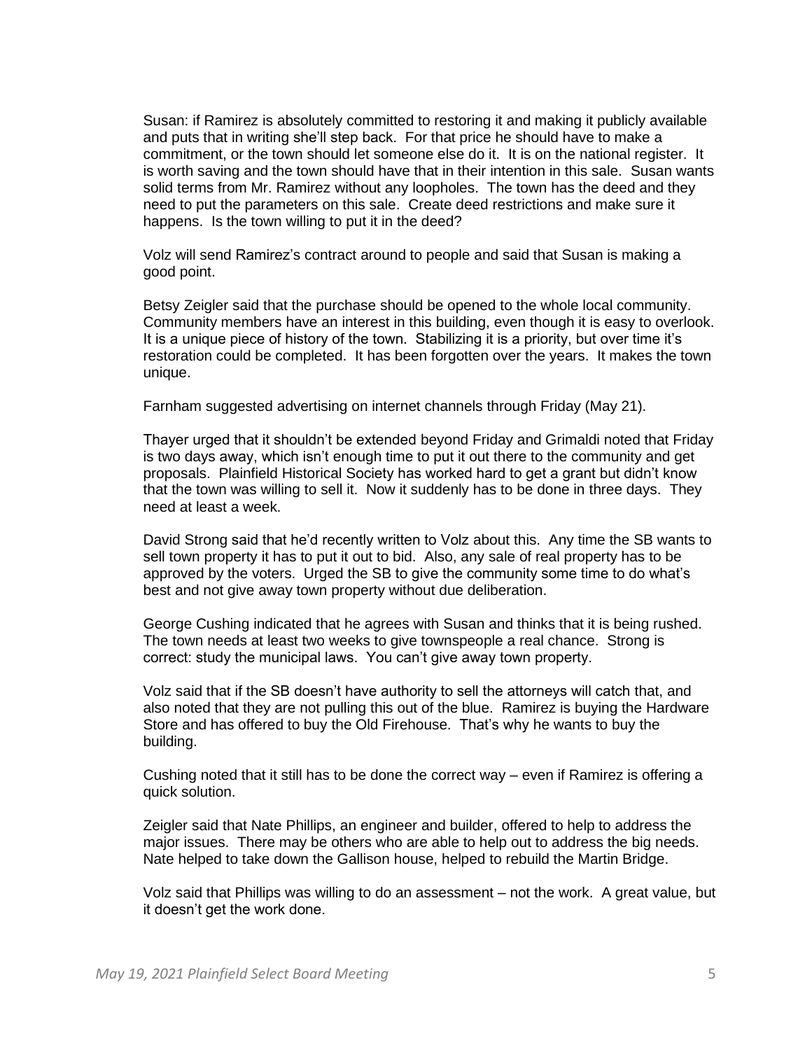Susan: if Ramirez is absolutely committed to restoring it and making it publicly available and puts that in writing she'll step back. For that price he should have to make a commitment, or the town should let someone else do it. It is on the national register. It is worth saving and the town should have that in their intention in this sale. Susan wants solid terms from Mr. Ramirez without any loopholes. The town has the deed and they need to put the parameters on this sale. Create deed restrictions and make sure it happens. Is the town willing to put it in the deed?

Volz will send Ramirez's contract around to people and said that Susan is making a good point.

Betsy Zeigler said that the purchase should be opened to the whole local community. Community members have an interest in this building, even though it is easy to overlook. It is a unique piece of history of the town. Stabilizing it is a priority, but over time it's restoration could be completed. It has been forgotten over the years. It makes the town unique.

Farnham suggested advertising on internet channels through Friday (May 21).

Thayer urged that it shouldn't be extended beyond Friday and Grimaldi noted that Friday is two days away, which isn't enough time to put it out there to the community and get proposals. Plainfield Historical Society has worked hard to get a grant but didn't know that the town was willing to sell it. Now it suddenly has to be done in three days. They need at least a week.

David Strong said that he'd recently written to Volz about this. Any time the SB wants to sell town property it has to put it out to bid. Also, any sale of real property has to be approved by the voters. Urged the SB to give the community some time to do what's best and not give away town property without due deliberation.

George Cushing indicated that he agrees with Susan and thinks that it is being rushed. The town needs at least two weeks to give townspeople a real chance. Strong is correct: study the municipal laws. You can't give away town property.

Volz said that if the SB doesn't have authority to sell the attorneys will catch that, and also noted that they are not pulling this out of the blue. Ramirez is buying the Hardware Store and has offered to buy the Old Firehouse. That's why he wants to buy the building.

Cushing noted that it still has to be done the correct way – even if Ramirez is offering a quick solution.

Zeigler said that Nate Phillips, an engineer and builder, offered to help to address the major issues. There may be others who are able to help out to address the big needs. Nate helped to take down the Gallison house, helped to rebuild the Martin Bridge.

Volz said that Phillips was willing to do an assessment – not the work. A great value, but it doesn't get the work done.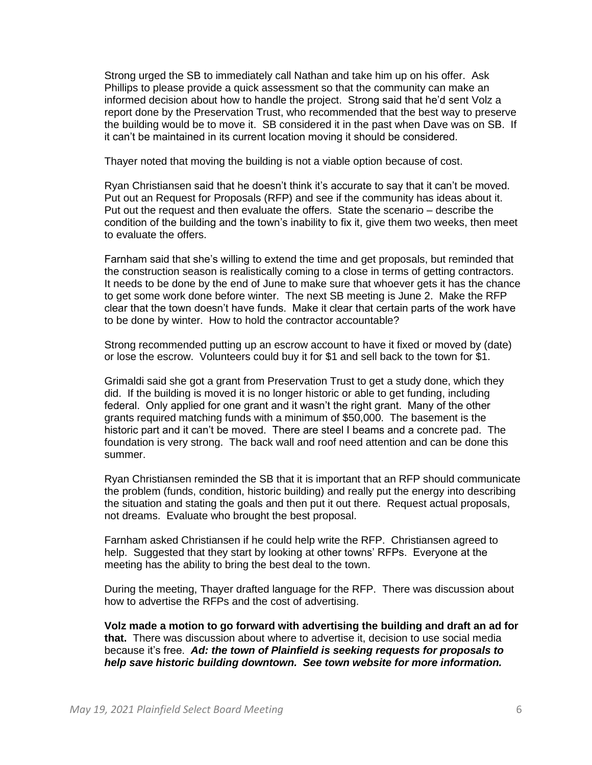Strong urged the SB to immediately call Nathan and take him up on his offer. Ask Phillips to please provide a quick assessment so that the community can make an informed decision about how to handle the project. Strong said that he'd sent Volz a report done by the Preservation Trust, who recommended that the best way to preserve the building would be to move it. SB considered it in the past when Dave was on SB. If it can't be maintained in its current location moving it should be considered.

Thayer noted that moving the building is not a viable option because of cost.

Ryan Christiansen said that he doesn't think it's accurate to say that it can't be moved. Put out an Request for Proposals (RFP) and see if the community has ideas about it. Put out the request and then evaluate the offers. State the scenario – describe the condition of the building and the town's inability to fix it, give them two weeks, then meet to evaluate the offers.

Farnham said that she's willing to extend the time and get proposals, but reminded that the construction season is realistically coming to a close in terms of getting contractors. It needs to be done by the end of June to make sure that whoever gets it has the chance to get some work done before winter. The next SB meeting is June 2. Make the RFP clear that the town doesn't have funds. Make it clear that certain parts of the work have to be done by winter. How to hold the contractor accountable?

Strong recommended putting up an escrow account to have it fixed or moved by (date) or lose the escrow. Volunteers could buy it for $1 and sell back to the town for $1.

Grimaldi said she got a grant from Preservation Trust to get a study done, which they did. If the building is moved it is no longer historic or able to get funding, including federal. Only applied for one grant and it wasn't the right grant. Many of the other grants required matching funds with a minimum of $50,000. The basement is the historic part and it can't be moved. There are steel I beams and a concrete pad. The foundation is very strong. The back wall and roof need attention and can be done this summer.

Ryan Christiansen reminded the SB that it is important that an RFP should communicate the problem (funds, condition, historic building) and really put the energy into describing the situation and stating the goals and then put it out there. Request actual proposals, not dreams. Evaluate who brought the best proposal.

Farnham asked Christiansen if he could help write the RFP. Christiansen agreed to help. Suggested that they start by looking at other towns' RFPs. Everyone at the meeting has the ability to bring the best deal to the town.

During the meeting, Thayer drafted language for the RFP. There was discussion about how to advertise the RFPs and the cost of advertising.

**Volz made a motion to go forward with advertising the building and draft an ad for that.** There was discussion about where to advertise it, decision to use social media because it's free. ***Ad: the town of Plainfield is seeking requests for proposals to help save historic building downtown. See town website for more information.***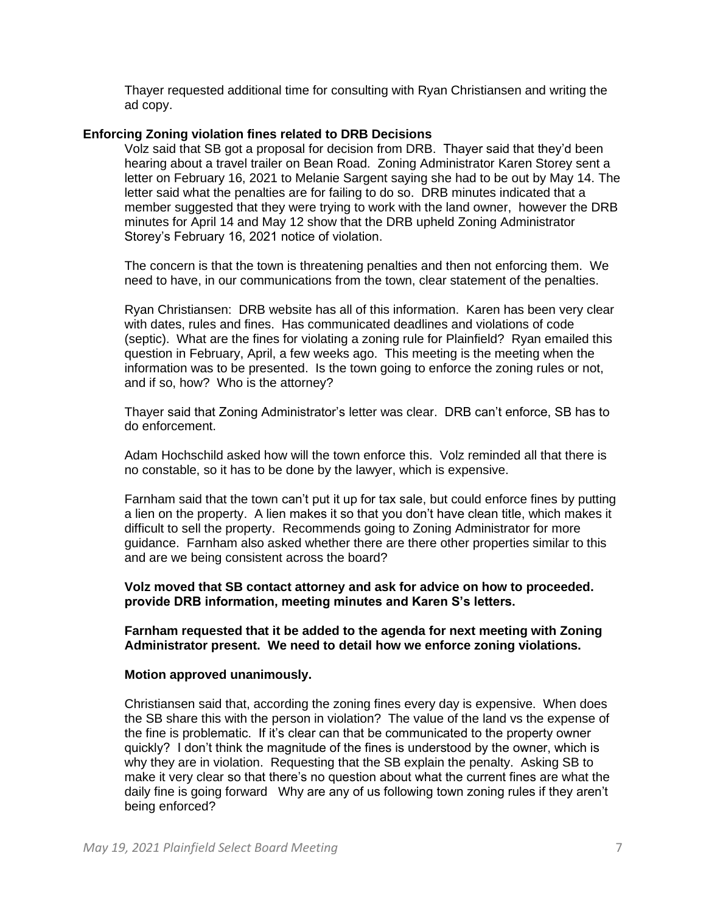Thayer requested additional time for consulting with Ryan Christiansen and writing the ad copy.

**Enforcing Zoning violation fines related to DRB Decisions**

Volz said that SB got a proposal for decision from DRB. Thayer said that they'd been hearing about a travel trailer on Bean Road. Zoning Administrator Karen Storey sent a letter on February 16, 2021 to Melanie Sargent saying she had to be out by May 14. The letter said what the penalties are for failing to do so. DRB minutes indicated that a member suggested that they were trying to work with the land owner, however the DRB minutes for April 14 and May 12 show that the DRB upheld Zoning Administrator Storey's February 16, 2021 notice of violation.

The concern is that the town is threatening penalties and then not enforcing them. We need to have, in our communications from the town, clear statement of the penalties.

Ryan Christiansen: DRB website has all of this information. Karen has been very clear with dates, rules and fines. Has communicated deadlines and violations of code (septic). What are the fines for violating a zoning rule for Plainfield? Ryan emailed this question in February, April, a few weeks ago. This meeting is the meeting when the information was to be presented. Is the town going to enforce the zoning rules or not, and if so, how? Who is the attorney?

Thayer said that Zoning Administrator's letter was clear. DRB can't enforce, SB has to do enforcement.

Adam Hochschild asked how will the town enforce this. Volz reminded all that there is no constable, so it has to be done by the lawyer, which is expensive.

Farnham said that the town can't put it up for tax sale, but could enforce fines by putting a lien on the property. A lien makes it so that you don't have clean title, which makes it difficult to sell the property. Recommends going to Zoning Administrator for more guidance. Farnham also asked whether there are there other properties similar to this and are we being consistent across the board?

**Volz moved that SB contact attorney and ask for advice on how to proceeded. provide DRB information, meeting minutes and Karen S's letters.**

**Farnham requested that it be added to the agenda for next meeting with Zoning Administrator present. We need to detail how we enforce zoning violations.**

**Motion approved unanimously.**

Christiansen said that, according the zoning fines every day is expensive. When does the SB share this with the person in violation? The value of the land vs the expense of the fine is problematic. If it's clear can that be communicated to the property owner quickly? I don't think the magnitude of the fines is understood by the owner, which is why they are in violation. Requesting that the SB explain the penalty. Asking SB to make it very clear so that there's no question about what the current fines are what the daily fine is going forward Why are any of us following town zoning rules if they aren't being enforced?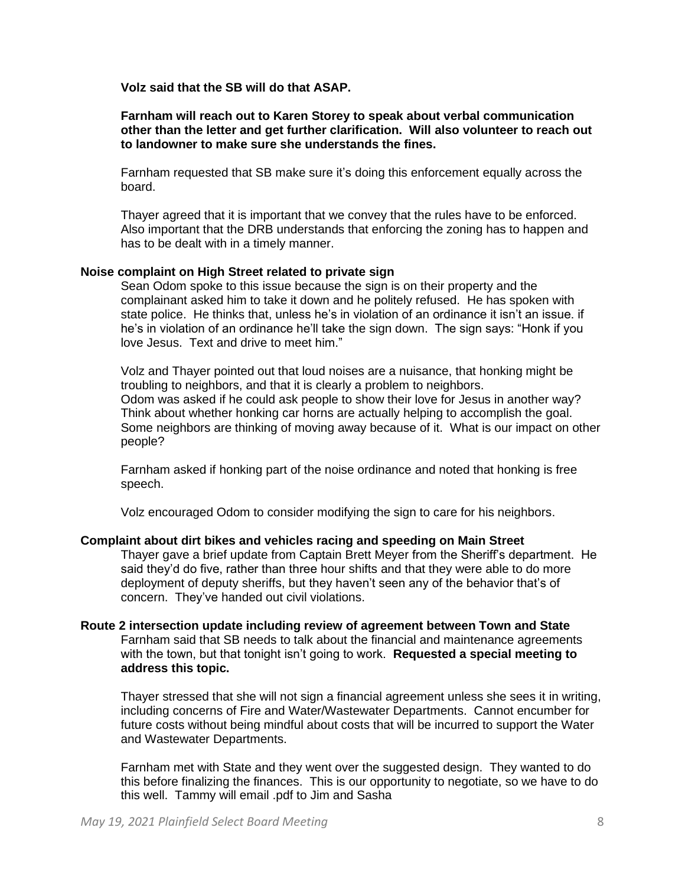**Volz said that the SB will do that ASAP.**

**Farnham will reach out to Karen Storey to speak about verbal communication other than the letter and get further clarification. Will also volunteer to reach out to landowner to make sure she understands the fines.**

Farnham requested that SB make sure it's doing this enforcement equally across the board.

Thayer agreed that it is important that we convey that the rules have to be enforced. Also important that the DRB understands that enforcing the zoning has to happen and has to be dealt with in a timely manner.

**Noise complaint on High Street related to private sign**

Sean Odom spoke to this issue because the sign is on their property and the complainant asked him to take it down and he politely refused. He has spoken with state police. He thinks that, unless he's in violation of an ordinance it isn't an issue. if he's in violation of an ordinance he'll take the sign down. The sign says: "Honk if you love Jesus. Text and drive to meet him."

Volz and Thayer pointed out that loud noises are a nuisance, that honking might be troubling to neighbors, and that it is clearly a problem to neighbors.
Odom was asked if he could ask people to show their love for Jesus in another way? Think about whether honking car horns are actually helping to accomplish the goal. Some neighbors are thinking of moving away because of it. What is our impact on other people?

Farnham asked if honking part of the noise ordinance and noted that honking is free speech.

Volz encouraged Odom to consider modifying the sign to care for his neighbors.

**Complaint about dirt bikes and vehicles racing and speeding on Main Street**

Thayer gave a brief update from Captain Brett Meyer from the Sheriff's department. He said they'd do five, rather than three hour shifts and that they were able to do more deployment of deputy sheriffs, but they haven't seen any of the behavior that's of concern. They've handed out civil violations.

**Route 2 intersection update including review of agreement between Town and State**

Farnham said that SB needs to talk about the financial and maintenance agreements with the town, but that tonight isn't going to work. **Requested a special meeting to address this topic.**

Thayer stressed that she will not sign a financial agreement unless she sees it in writing, including concerns of Fire and Water/Wastewater Departments. Cannot encumber for future costs without being mindful about costs that will be incurred to support the Water and Wastewater Departments.

Farnham met with State and they went over the suggested design. They wanted to do this before finalizing the finances. This is our opportunity to negotiate, so we have to do this well. Tammy will email .pdf to Jim and Sasha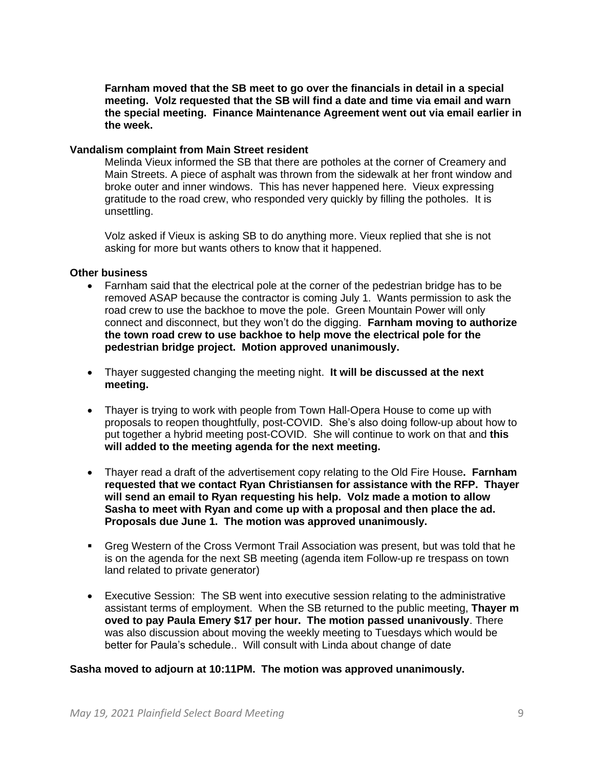**Farnham moved that the SB meet to go over the financials in detail in a special meeting. Volz requested that the SB will find a date and time via email and warn the special meeting. Finance Maintenance Agreement went out via email earlier in the week.**

**Vandalism complaint from Main Street resident**

Melinda Vieux informed the SB that there are potholes at the corner of Creamery and Main Streets. A piece of asphalt was thrown from the sidewalk at her front window and broke outer and inner windows. This has never happened here. Vieux expressing gratitude to the road crew, who responded very quickly by filling the potholes. It is unsettling.

Volz asked if Vieux is asking SB to do anything more. Vieux replied that she is not asking for more but wants others to know that it happened.

**Other business**

- Farnham said that the electrical pole at the corner of the pedestrian bridge has to be removed ASAP because the contractor is coming July 1. Wants permission to ask the road crew to use the backhoe to move the pole. Green Mountain Power will only connect and disconnect, but they won't do the digging. **Farnham moving to authorize the town road crew to use backhoe to help move the electrical pole for the pedestrian bridge project. Motion approved unanimously.**

- Thayer suggested changing the meeting night. **It will be discussed at the next meeting.**

- Thayer is trying to work with people from Town Hall-Opera House to come up with proposals to reopen thoughtfully, post-COVID. She's also doing follow-up about how to put together a hybrid meeting post-COVID. She will continue to work on that and **this will added to the meeting agenda for the next meeting.**

- Thayer read a draft of the advertisement copy relating to the Old Fire House**. Farnham requested that we contact Ryan Christiansen for assistance with the RFP. Thayer will send an email to Ryan requesting his help. Volz made a motion to allow Sasha to meet with Ryan and come up with a proposal and then place the ad. Proposals due June 1. The motion was approved unanimously.**

- Greg Western of the Cross Vermont Trail Association was present, but was told that he is on the agenda for the next SB meeting (agenda item Follow-up re trespass on town land related to private generator)

- Executive Session: The SB went into executive session relating to the administrative assistant terms of employment. When the SB returned to the public meeting, **Thayer m oved to pay Paula Emery $17 per hour. The motion passed unanivously**. There was also discussion about moving the weekly meeting to Tuesdays which would be better for Paula's schedule.. Will consult with Linda about change of date

**Sasha moved to adjourn at 10:11PM. The motion was approved unanimously.**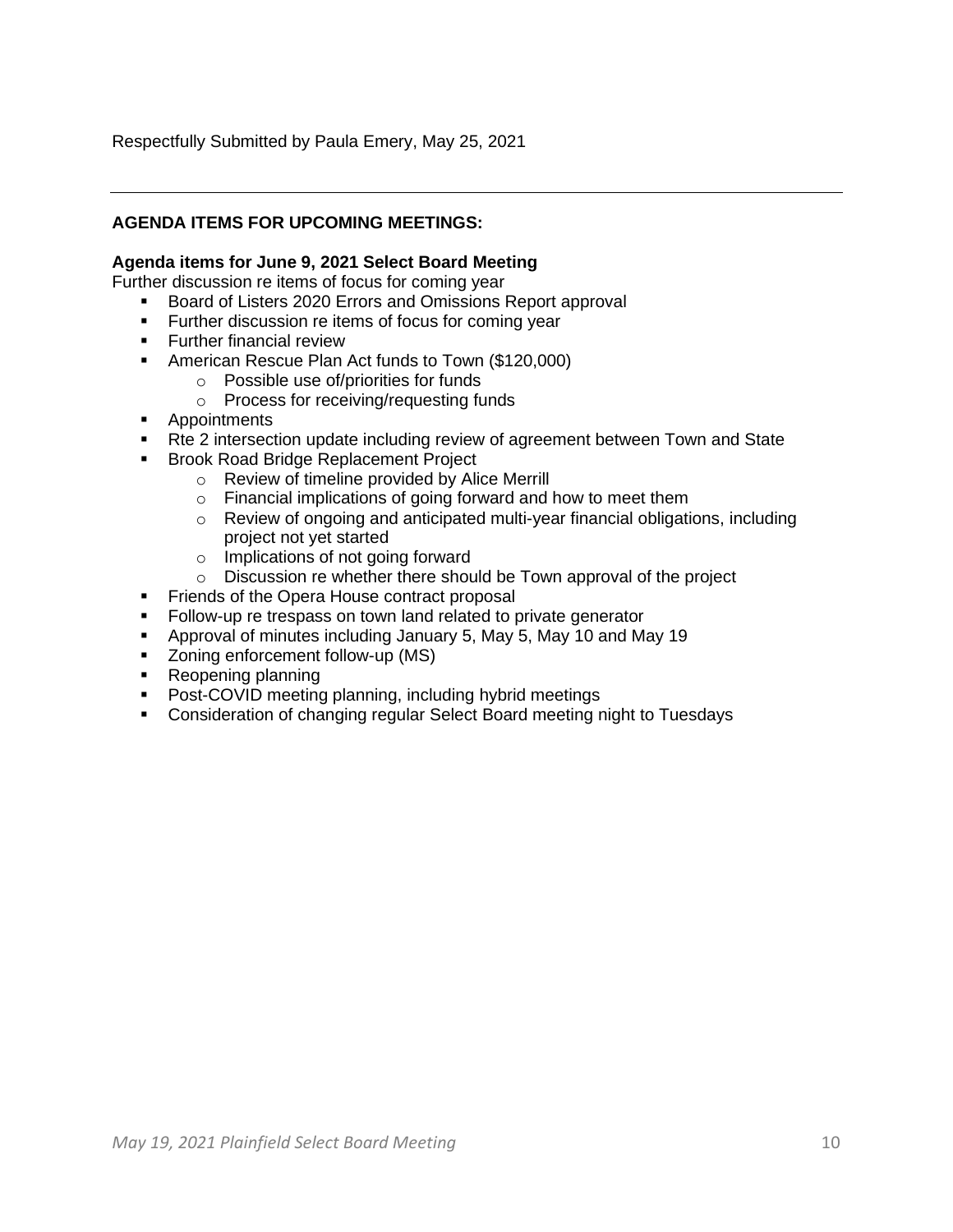Respectfully Submitted by Paula Emery, May 25, 2021

---

**AGENDA ITEMS FOR UPCOMING MEETINGS:**

**Agenda items for June 9, 2021 Select Board Meeting**

Further discussion re items of focus for coming year

- Board of Listers 2020 Errors and Omissions Report approval
- Further discussion re items of focus for coming year
- Further financial review
- American Rescue Plan Act funds to Town ($120,000)
  - Possible use of/priorities for funds
  - Process for receiving/requesting funds
- Appointments
- Rte 2 intersection update including review of agreement between Town and State
- Brook Road Bridge Replacement Project
  - Review of timeline provided by Alice Merrill
  - Financial implications of going forward and how to meet them
  - Review of ongoing and anticipated multi-year financial obligations, including project not yet started
  - Implications of not going forward
  - Discussion re whether there should be Town approval of the project
- Friends of the Opera House contract proposal
- Follow-up re trespass on town land related to private generator
- Approval of minutes including January 5, May 5, May 10 and May 19
- Zoning enforcement follow-up (MS)
- Reopening planning
- Post-COVID meeting planning, including hybrid meetings
- Consideration of changing regular Select Board meeting night to Tuesdays